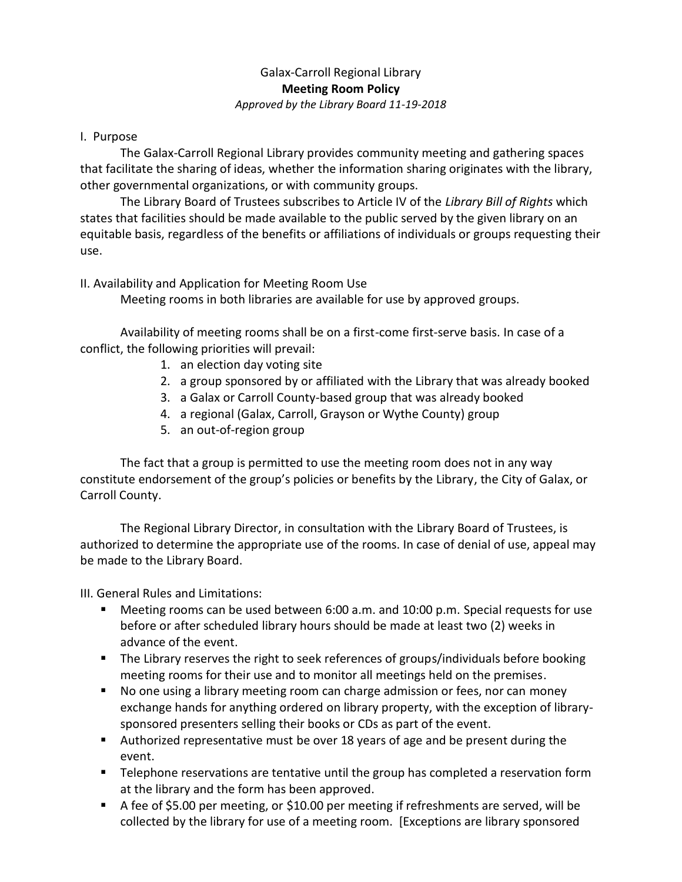# Galax-Carroll Regional Library

## Meeting Room Policy

*Approved by the Library Board 11-19-2018*

### I. Purpose

The Galax-Carroll Regional Library provides community meeting and gathering spaces that facilitate the sharing of ideas, whether the information sharing originates with the library, other governmental organizations, or with community groups.

The Library Board of Trustees subscribes to Article IV of the *Library Bill of Rights* which states that facilities should be made available to the public served by the given library on an equitable basis, regardless of the benefits or affiliations of individuals or groups requesting their use.

### II. Availability and Application for Meeting Room Use

Meeting rooms in both libraries are available for use by approved groups.

Availability of meeting rooms shall be on a first-come first-serve basis. In case of a conflict, the following priorities will prevail:

1. an election day voting site
2. a group sponsored by or affiliated with the Library that was already booked
3. a Galax or Carroll County-based group that was already booked
4. a regional (Galax, Carroll, Grayson or Wythe County) group
5. an out-of-region group

The fact that a group is permitted to use the meeting room does not in any way constitute endorsement of the group's policies or benefits by the Library, the City of Galax, or Carroll County.

The Regional Library Director, in consultation with the Library Board of Trustees, is authorized to determine the appropriate use of the rooms. In case of denial of use, appeal may be made to the Library Board.

### III. General Rules and Limitations:

- Meeting rooms can be used between 6:00 a.m. and 10:00 p.m. Special requests for use before or after scheduled library hours should be made at least two (2) weeks in advance of the event.
- The Library reserves the right to seek references of groups/individuals before booking meeting rooms for their use and to monitor all meetings held on the premises.
- No one using a library meeting room can charge admission or fees, nor can money exchange hands for anything ordered on library property, with the exception of library-sponsored presenters selling their books or CDs as part of the event.
- Authorized representative must be over 18 years of age and be present during the event.
- Telephone reservations are tentative until the group has completed a reservation form at the library and the form has been approved.
- A fee of $5.00 per meeting, or $10.00 per meeting if refreshments are served, will be collected by the library for use of a meeting room. [Exceptions are library sponsored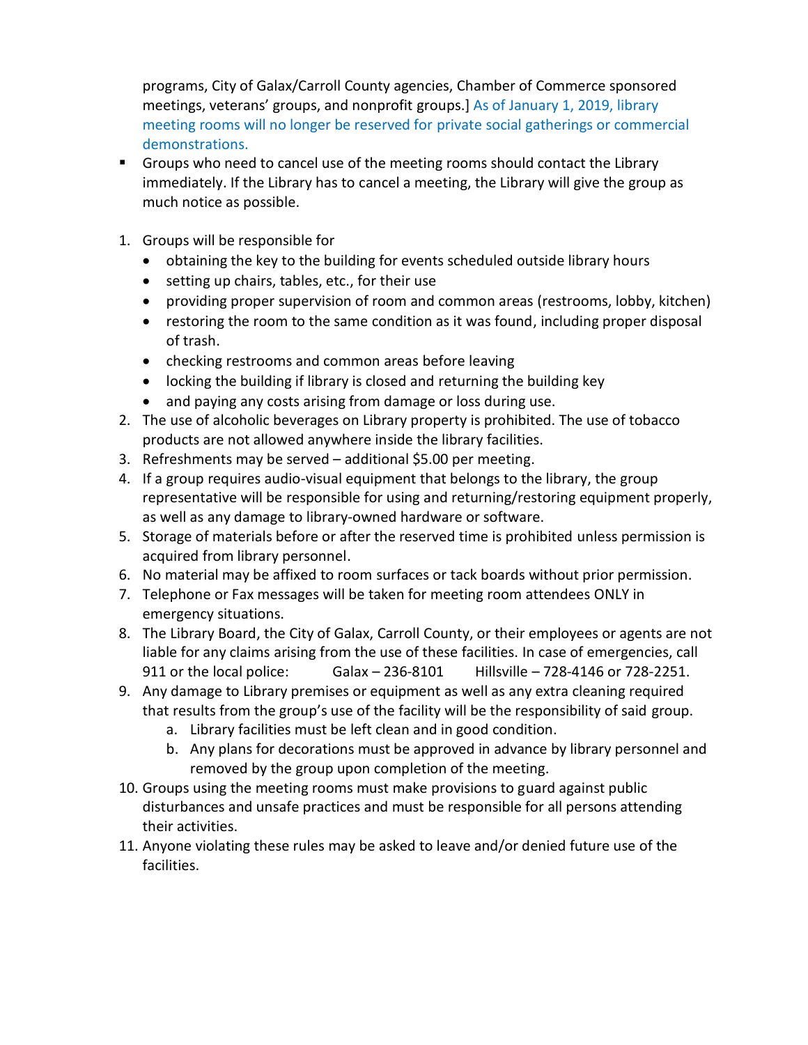programs, City of Galax/Carroll County agencies, Chamber of Commerce sponsored meetings, veterans' groups, and nonprofit groups.] As of January 1, 2019, library meeting rooms will no longer be reserved for private social gatherings or commercial demonstrations.

- Groups who need to cancel use of the meeting rooms should contact the Library immediately. If the Library has to cancel a meeting, the Library will give the group as much notice as possible.

1. Groups will be responsible for
   - obtaining the key to the building for events scheduled outside library hours
   - setting up chairs, tables, etc., for their use
   - providing proper supervision of room and common areas (restrooms, lobby, kitchen)
   - restoring the room to the same condition as it was found, including proper disposal of trash.
   - checking restrooms and common areas before leaving
   - locking the building if library is closed and returning the building key
   - and paying any costs arising from damage or loss during use.
2. The use of alcoholic beverages on Library property is prohibited. The use of tobacco products are not allowed anywhere inside the library facilities.
3. Refreshments may be served – additional $5.00 per meeting.
4. If a group requires audio-visual equipment that belongs to the library, the group representative will be responsible for using and returning/restoring equipment properly, as well as any damage to library-owned hardware or software.
5. Storage of materials before or after the reserved time is prohibited unless permission is acquired from library personnel.
6. No material may be affixed to room surfaces or tack boards without prior permission.
7. Telephone or Fax messages will be taken for meeting room attendees ONLY in emergency situations.
8. The Library Board, the City of Galax, Carroll County, or their employees or agents are not liable for any claims arising from the use of these facilities. In case of emergencies, call 911 or the local police: Galax – 236-8101 Hillsville – 728-4146 or 728-2251.
9. Any damage to Library premises or equipment as well as any extra cleaning required that results from the group's use of the facility will be the responsibility of said group.
   a. Library facilities must be left clean and in good condition.
   b. Any plans for decorations must be approved in advance by library personnel and removed by the group upon completion of the meeting.
10. Groups using the meeting rooms must make provisions to guard against public disturbances and unsafe practices and must be responsible for all persons attending their activities.
11. Anyone violating these rules may be asked to leave and/or denied future use of the facilities.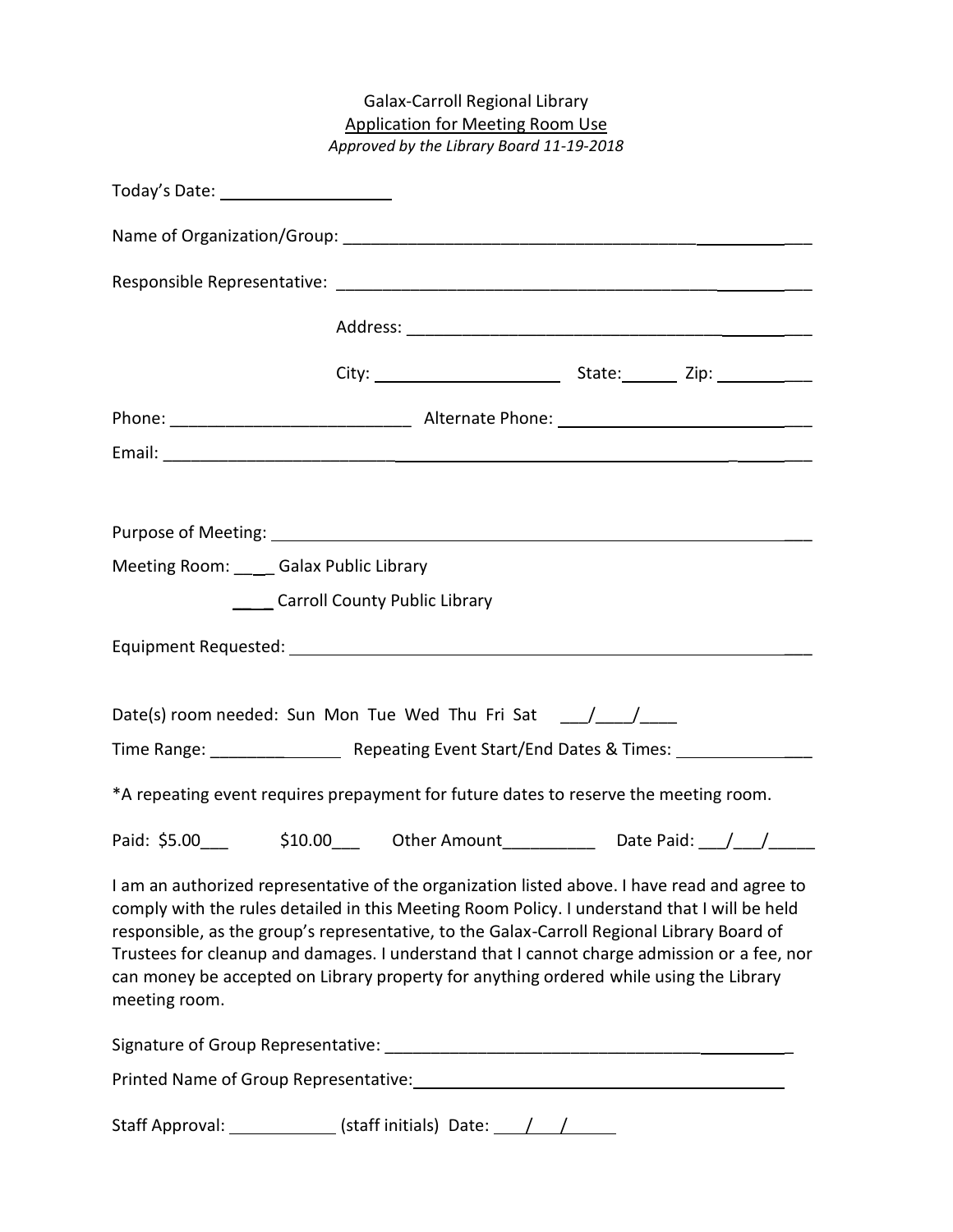Galax-Carroll Regional Library

Application for Meeting Room Use

*Approved by the Library Board 11-19-2018*

Today's Date: ___________________

Name of Organization/Group: ___________________________________________________

Responsible Representative: ___________________________________________________

Address: ___________________________________________

City: ____________________ State:______ Zip: ___________

Phone: __________________________ Alternate Phone: ___________________________

Email: _________________________________________________________________________

Purpose of Meeting: ____________________________________________________________

Meeting Room: ____ Galax Public Library

____ Carroll County Public Library

Equipment Requested: __________________________________________________________

Date(s) room needed: Sun Mon Tue Wed Thu Fri Sat ___/____/____

Time Range: _______________ Repeating Event Start/End Dates & Times: _______________

*A repeating event requires prepayment for future dates to reserve the meeting room.

Paid: $5.00___ $10.00___ Other Amount__________ Date Paid: ___/___/_____

I am an authorized representative of the organization listed above. I have read and agree to comply with the rules detailed in this Meeting Room Policy. I understand that I will be held responsible, as the group's representative, to the Galax-Carroll Regional Library Board of Trustees for cleanup and damages. I understand that I cannot charge admission or a fee, nor can money be accepted on Library property for anything ordered while using the Library meeting room.

Signature of Group Representative: _______________________________________________

Printed Name of Group Representative: ____________________________________________

Staff Approval: ____________ (staff initials) Date: ___/___/______